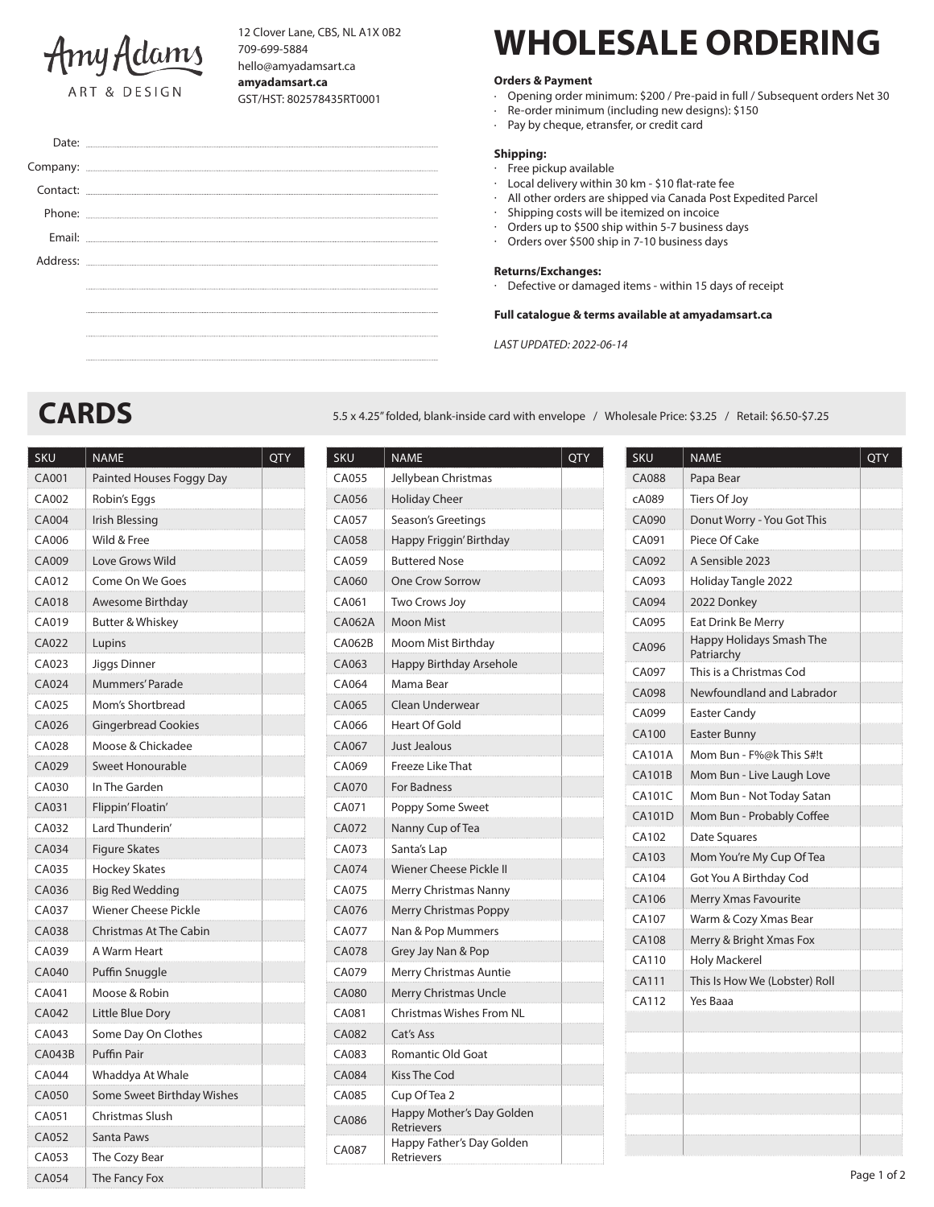Amy Adams
ART & DESIGN

12 Clover Lane, CBS, NL A1X 0B2
709-699-5884
hello@amyadamsart.ca
**amyadamsart.ca**
GST/HST: 802578435RT0001

# WHOLESALE ORDERING

Date:

Company:

Contact:

Phone:

Email:

Address:

**Orders & Payment**

- Opening order minimum: $200 / Pre-paid in full / Subsequent orders Net 30
- Re-order minimum (including new designs): $150
- Pay by cheque, etransfer, or credit card

**Shipping:**

- Free pickup available
- Local delivery within 30 km - $10 flat-rate fee
- All other orders are shipped via Canada Post Expedited Parcel
- Shipping costs will be itemized on incoice
- Orders up to $500 ship within 5-7 business days
- Orders over $500 ship in 7-10 business days

**Returns/Exchanges:**

- Defective or damaged items - within 15 days of receipt

**Full catalogue & terms available at amyadamsart.ca**

*LAST UPDATED: 2022-06-14*

## CARDS

5.5 x 4.25" folded, blank-inside card with envelope / Wholesale Price: $3.25 / Retail: $6.50-$7.25

| SKU | NAME | QTY |
|---|---|---|
| CA001 | Painted Houses Foggy Day | |
| CA002 | Robin's Eggs | |
| CA004 | Irish Blessing | |
| CA006 | Wild & Free | |
| CA009 | Love Grows Wild | |
| CA012 | Come On We Goes | |
| CA018 | Awesome Birthday | |
| CA019 | Butter & Whiskey | |
| CA022 | Lupins | |
| CA023 | Jiggs Dinner | |
| CA024 | Mummers' Parade | |
| CA025 | Mom's Shortbread | |
| CA026 | Gingerbread Cookies | |
| CA028 | Moose & Chickadee | |
| CA029 | Sweet Honourable | |
| CA030 | In The Garden | |
| CA031 | Flippin' Floatin' | |
| CA032 | Lard Thunderin' | |
| CA034 | Figure Skates | |
| CA035 | Hockey Skates | |
| CA036 | Big Red Wedding | |
| CA037 | Wiener Cheese Pickle | |
| CA038 | Christmas At The Cabin | |
| CA039 | A Warm Heart | |
| CA040 | Puffin Snuggle | |
| CA041 | Moose & Robin | |
| CA042 | Little Blue Dory | |
| CA043 | Some Day On Clothes | |
| CA043B | Puffin Pair | |
| CA044 | Whaddya At Whale | |
| CA050 | Some Sweet Birthday Wishes | |
| CA051 | Christmas Slush | |
| CA052 | Santa Paws | |
| CA053 | The Cozy Bear | |
| CA054 | The Fancy Fox | |

| SKU | NAME | QTY |
|---|---|---|
| CA055 | Jellybean Christmas | |
| CA056 | Holiday Cheer | |
| CA057 | Season's Greetings | |
| CA058 | Happy Friggin' Birthday | |
| CA059 | Buttered Nose | |
| CA060 | One Crow Sorrow | |
| CA061 | Two Crows Joy | |
| CA062A | Moon Mist | |
| CA062B | Moom Mist Birthday | |
| CA063 | Happy Birthday Arsehole | |
| CA064 | Mama Bear | |
| CA065 | Clean Underwear | |
| CA066 | Heart Of Gold | |
| CA067 | Just Jealous | |
| CA069 | Freeze Like That | |
| CA070 | For Badness | |
| CA071 | Poppy Some Sweet | |
| CA072 | Nanny Cup of Tea | |
| CA073 | Santa's Lap | |
| CA074 | Wiener Cheese Pickle II | |
| CA075 | Merry Christmas Nanny | |
| CA076 | Merry Christmas Poppy | |
| CA077 | Nan & Pop Mummers | |
| CA078 | Grey Jay Nan & Pop | |
| CA079 | Merry Christmas Auntie | |
| CA080 | Merry Christmas Uncle | |
| CA081 | Christmas Wishes From NL | |
| CA082 | Cat's Ass | |
| CA083 | Romantic Old Goat | |
| CA084 | Kiss The Cod | |
| CA085 | Cup Of Tea 2 | |
| CA086 | Happy Mother's Day Golden Retrievers | |
| CA087 | Happy Father's Day Golden Retrievers | |

| SKU | NAME | QTY |
|---|---|---|
| CA088 | Papa Bear | |
| cA089 | Tiers Of Joy | |
| CA090 | Donut Worry - You Got This | |
| CA091 | Piece Of Cake | |
| CA092 | A Sensible 2023 | |
| CA093 | Holiday Tangle 2022 | |
| CA094 | 2022 Donkey | |
| CA095 | Eat Drink Be Merry | |
| CA096 | Happy Holidays Smash The Patriarchy | |
| CA097 | This is a Christmas Cod | |
| CA098 | Newfoundland and Labrador | |
| CA099 | Easter Candy | |
| CA100 | Easter Bunny | |
| CA101A | Mom Bun - F%@k This S#!t | |
| CA101B | Mom Bun - Live Laugh Love | |
| CA101C | Mom Bun - Not Today Satan | |
| CA101D | Mom Bun - Probably Coffee | |
| CA102 | Date Squares | |
| CA103 | Mom You're My Cup Of Tea | |
| CA104 | Got You A Birthday Cod | |
| CA106 | Merry Xmas Favourite | |
| CA107 | Warm & Cozy Xmas Bear | |
| CA108 | Merry & Bright Xmas Fox | |
| CA110 | Holy Mackerel | |
| CA111 | This Is How We (Lobster) Roll | |
| CA112 | Yes Baaa | |
| | | |
| | | |
| | | |
| | | |
| | | |
| | | |
| | | |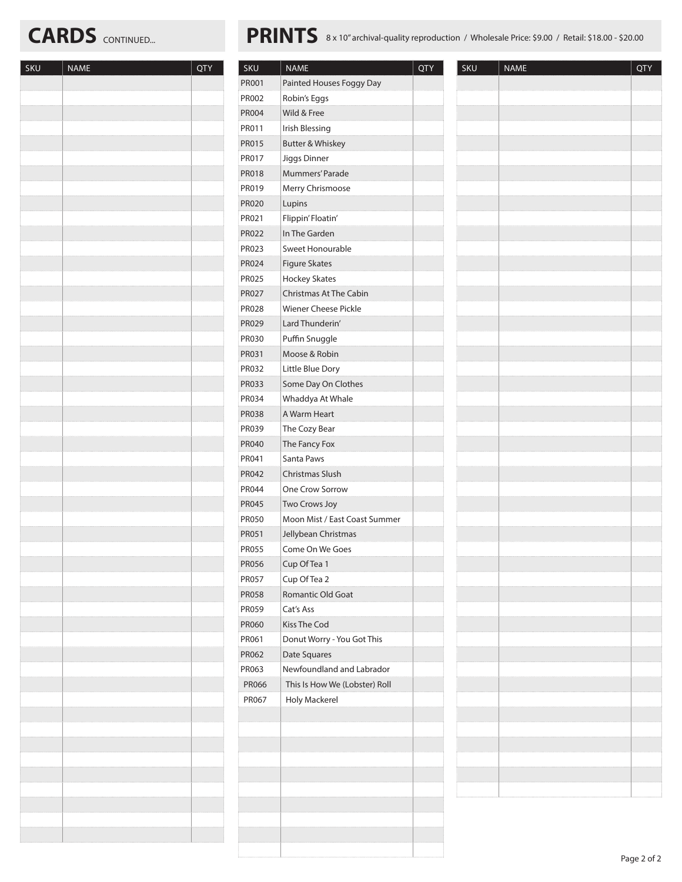## CARDS CONTINUED...

| SKU | NAME | QTY |
|---|---|---|

## PRINTS 8 x 10" archival-quality reproduction / Wholesale Price: $9.00 / Retail: $18.00 - $20.00

| SKU | NAME | QTY |
|---|---|---|
| PR001 | Painted Houses Foggy Day | |
| PR002 | Robin's Eggs | |
| PR004 | Wild & Free | |
| PR011 | Irish Blessing | |
| PR015 | Butter & Whiskey | |
| PR017 | Jiggs Dinner | |
| PR018 | Mummers' Parade | |
| PR019 | Merry Chrismoose | |
| PR020 | Lupins | |
| PR021 | Flippin' Floatin' | |
| PR022 | In The Garden | |
| PR023 | Sweet Honourable | |
| PR024 | Figure Skates | |
| PR025 | Hockey Skates | |
| PR027 | Christmas At The Cabin | |
| PR028 | Wiener Cheese Pickle | |
| PR029 | Lard Thunderin' | |
| PR030 | Puffin Snuggle | |
| PR031 | Moose & Robin | |
| PR032 | Little Blue Dory | |
| PR033 | Some Day On Clothes | |
| PR034 | Whaddya At Whale | |
| PR038 | A Warm Heart | |
| PR039 | The Cozy Bear | |
| PR040 | The Fancy Fox | |
| PR041 | Santa Paws | |
| PR042 | Christmas Slush | |
| PR044 | One Crow Sorrow | |
| PR045 | Two Crows Joy | |
| PR050 | Moon Mist / East Coast Summer | |
| PR051 | Jellybean Christmas | |
| PR055 | Come On We Goes | |
| PR056 | Cup Of Tea 1 | |
| PR057 | Cup Of Tea 2 | |
| PR058 | Romantic Old Goat | |
| PR059 | Cat's Ass | |
| PR060 | Kiss The Cod | |
| PR061 | Donut Worry - You Got This | |
| PR062 | Date Squares | |
| PR063 | Newfoundland and Labrador | |
| PR066 | This Is How We (Lobster) Roll | |
| PR067 | Holy Mackerel | |

| SKU | NAME | QTY |
|---|---|---|